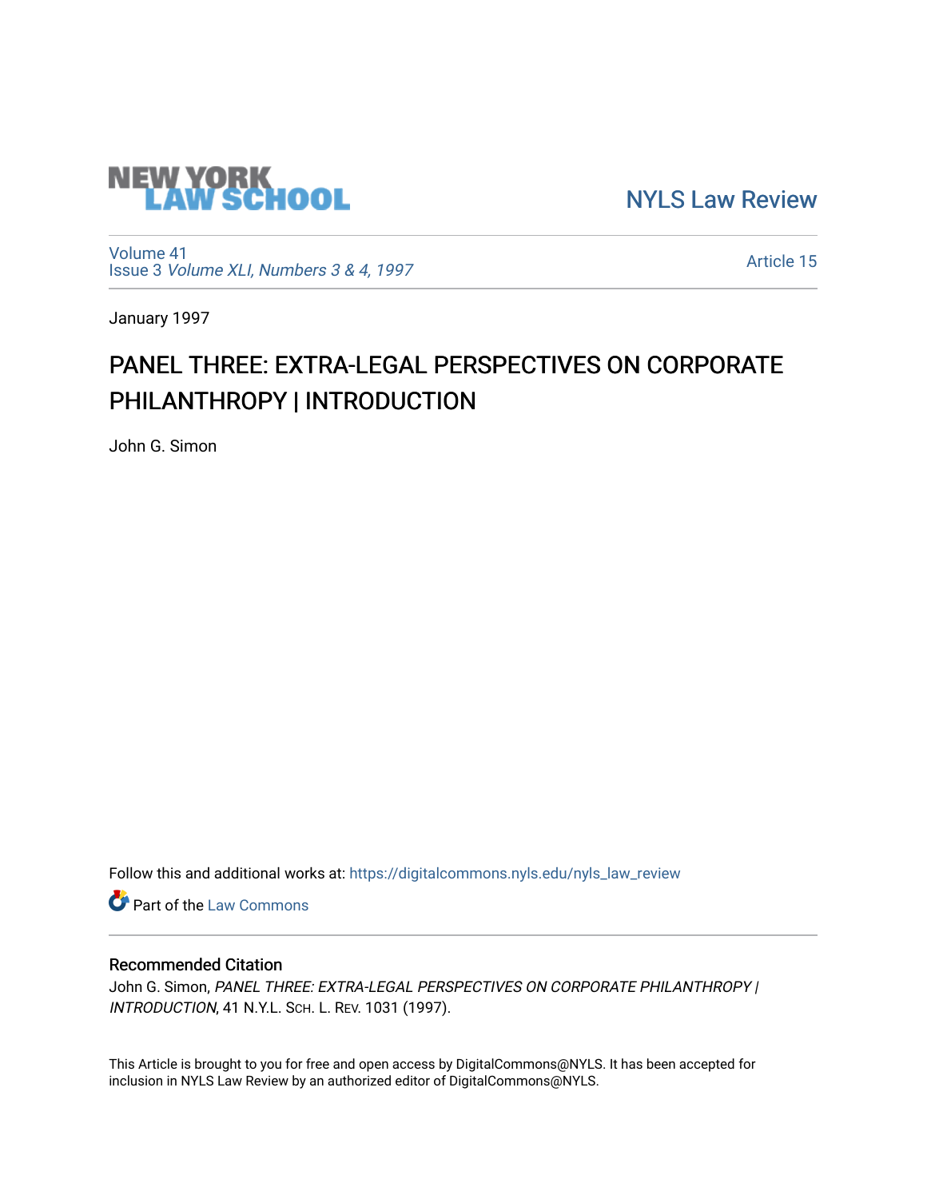NEW YORK LAW SCHOOL

NYLS Law Review

Volume 41
Issue 3 *Volume XLI, Numbers 3 & 4, 1997*

Article 15

January 1997

# PANEL THREE: EXTRA-LEGAL PERSPECTIVES ON CORPORATE PHILANTHROPY | INTRODUCTION

John G. Simon

Follow this and additional works at: https://digitalcommons.nyls.edu/nyls_law_review

Part of the Law Commons

## Recommended Citation

John G. Simon, *PANEL THREE: EXTRA-LEGAL PERSPECTIVES ON CORPORATE PHILANTHROPY | INTRODUCTION*, 41 N.Y.L. Sch. L. Rev. 1031 (1997).

This Article is brought to you for free and open access by DigitalCommons@NYLS. It has been accepted for inclusion in NYLS Law Review by an authorized editor of DigitalCommons@NYLS.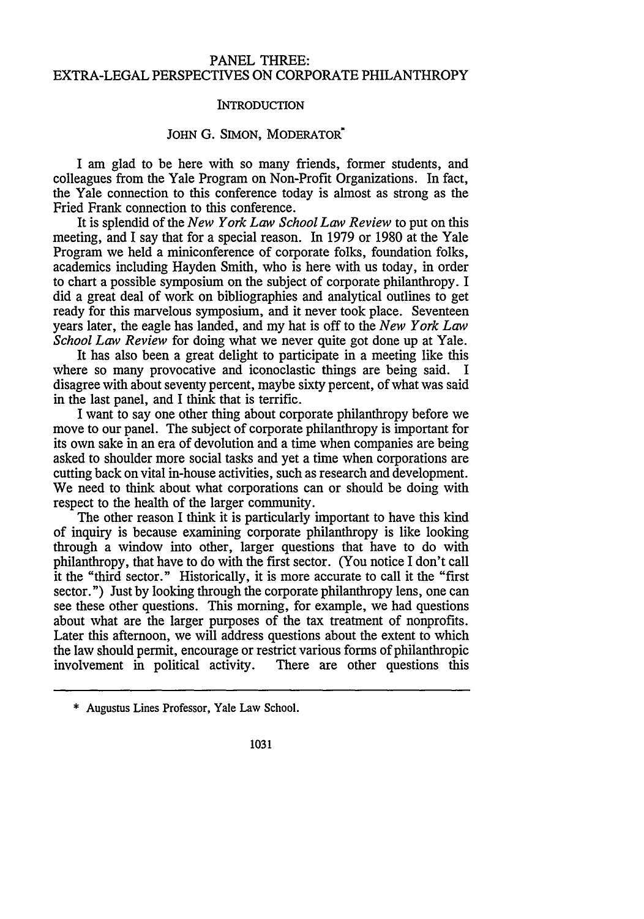# PANEL THREE:
# EXTRA-LEGAL PERSPECTIVES ON CORPORATE PHILANTHROPY

## INTRODUCTION

### JOHN G. SIMON, MODERATOR*

I am glad to be here with so many friends, former students, and colleagues from the Yale Program on Non-Profit Organizations. In fact, the Yale connection to this conference today is almost as strong as the Fried Frank connection to this conference.

It is splendid of the *New York Law School Law Review* to put on this meeting, and I say that for a special reason. In 1979 or 1980 at the Yale Program we held a miniconference of corporate folks, foundation folks, academics including Hayden Smith, who is here with us today, in order to chart a possible symposium on the subject of corporate philanthropy. I did a great deal of work on bibliographies and analytical outlines to get ready for this marvelous symposium, and it never took place. Seventeen years later, the eagle has landed, and my hat is off to the *New York Law School Law Review* for doing what we never quite got done up at Yale.

It has also been a great delight to participate in a meeting like this where so many provocative and iconoclastic things are being said. I disagree with about seventy percent, maybe sixty percent, of what was said in the last panel, and I think that is terrific.

I want to say one other thing about corporate philanthropy before we move to our panel. The subject of corporate philanthropy is important for its own sake in an era of devolution and a time when companies are being asked to shoulder more social tasks and yet a time when corporations are cutting back on vital in-house activities, such as research and development. We need to think about what corporations can or should be doing with respect to the health of the larger community.

The other reason I think it is particularly important to have this kind of inquiry is because examining corporate philanthropy is like looking through a window into other, larger questions that have to do with philanthropy, that have to do with the first sector. (You notice I don't call it the "third sector." Historically, it is more accurate to call it the "first sector.") Just by looking through the corporate philanthropy lens, one can see these other questions. This morning, for example, we had questions about what are the larger purposes of the tax treatment of nonprofits. Later this afternoon, we will address questions about the extent to which the law should permit, encourage or restrict various forms of philanthropic involvement in political activity. There are other questions this

---

\* Augustus Lines Professor, Yale Law School.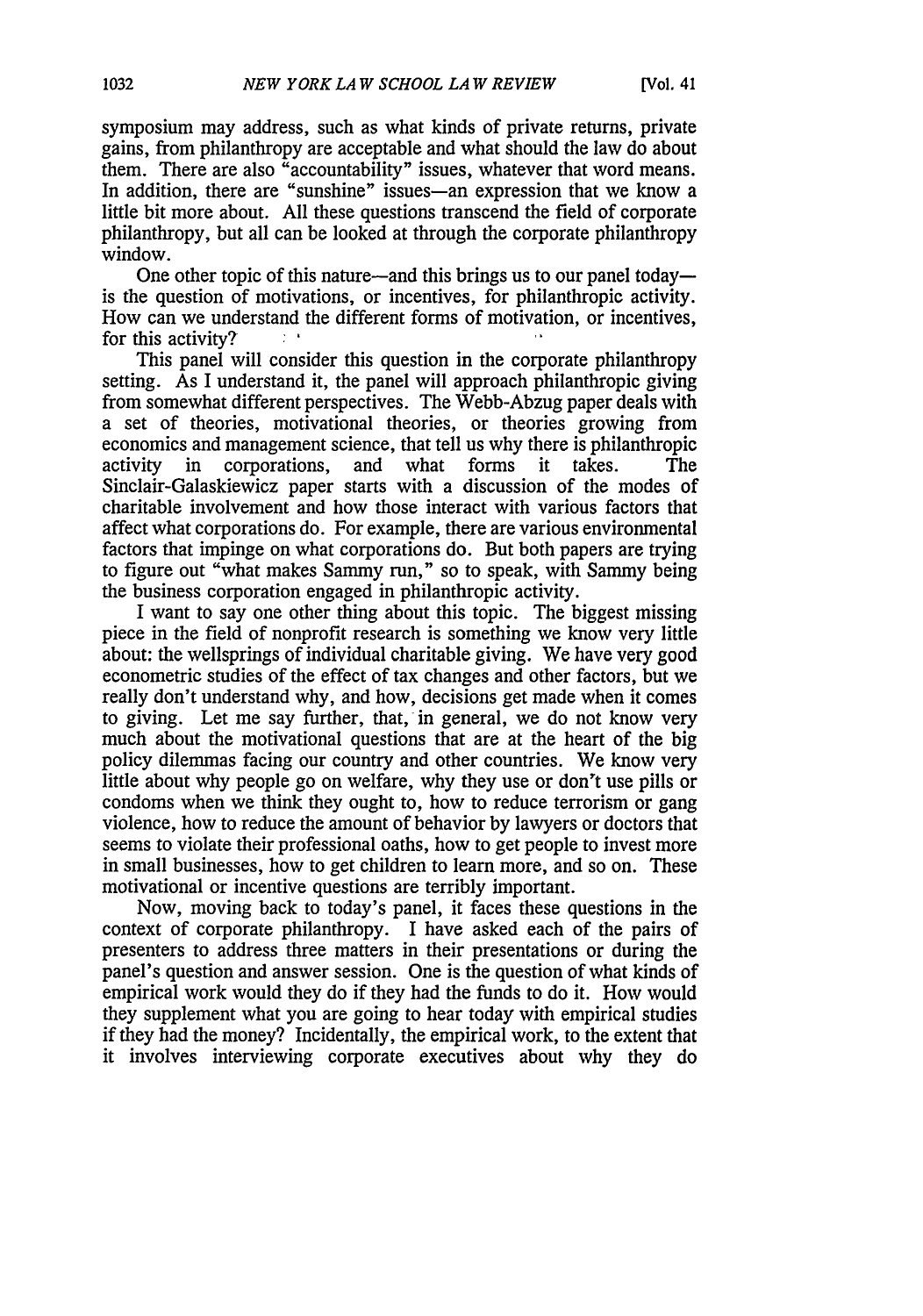symposium may address, such as what kinds of private returns, private gains, from philanthropy are acceptable and what should the law do about them. There are also "accountability" issues, whatever that word means. In addition, there are "sunshine" issues—an expression that we know a little bit more about. All these questions transcend the field of corporate philanthropy, but all can be looked at through the corporate philanthropy window.

One other topic of this nature—and this brings us to our panel today—is the question of motivations, or incentives, for philanthropic activity. How can we understand the different forms of motivation, or incentives, for this activity?

This panel will consider this question in the corporate philanthropy setting. As I understand it, the panel will approach philanthropic giving from somewhat different perspectives. The Webb-Abzug paper deals with a set of theories, motivational theories, or theories growing from economics and management science, that tell us why there is philanthropic activity in corporations, and what forms it takes. The Sinclair-Galaskiewicz paper starts with a discussion of the modes of charitable involvement and how those interact with various factors that affect what corporations do. For example, there are various environmental factors that impinge on what corporations do. But both papers are trying to figure out "what makes Sammy run," so to speak, with Sammy being the business corporation engaged in philanthropic activity.

I want to say one other thing about this topic. The biggest missing piece in the field of nonprofit research is something we know very little about: the wellsprings of individual charitable giving. We have very good econometric studies of the effect of tax changes and other factors, but we really don't understand why, and how, decisions get made when it comes to giving. Let me say further, that, in general, we do not know very much about the motivational questions that are at the heart of the big policy dilemmas facing our country and other countries. We know very little about why people go on welfare, why they use or don't use pills or condoms when we think they ought to, how to reduce terrorism or gang violence, how to reduce the amount of behavior by lawyers or doctors that seems to violate their professional oaths, how to get people to invest more in small businesses, how to get children to learn more, and so on. These motivational or incentive questions are terribly important.

Now, moving back to today's panel, it faces these questions in the context of corporate philanthropy. I have asked each of the pairs of presenters to address three matters in their presentations or during the panel's question and answer session. One is the question of what kinds of empirical work would they do if they had the funds to do it. How would they supplement what you are going to hear today with empirical studies if they had the money? Incidentally, the empirical work, to the extent that it involves interviewing corporate executives about why they do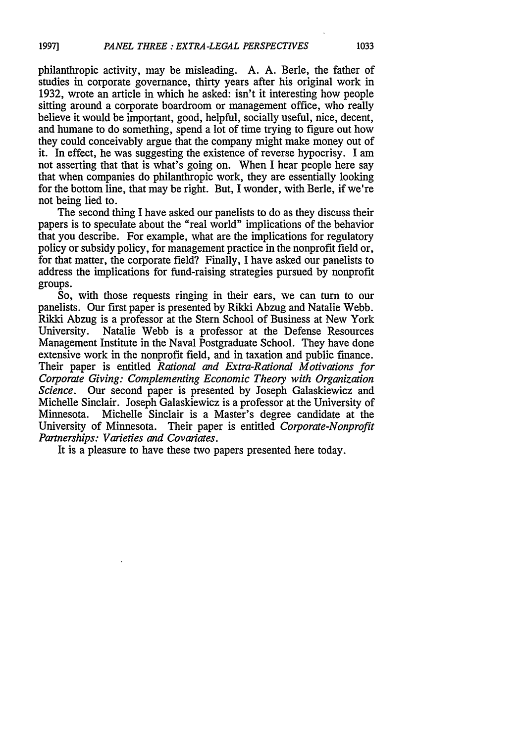philanthropic activity, may be misleading. A. A. Berle, the father of studies in corporate governance, thirty years after his original work in 1932, wrote an article in which he asked: isn't it interesting how people sitting around a corporate boardroom or management office, who really believe it would be important, good, helpful, socially useful, nice, decent, and humane to do something, spend a lot of time trying to figure out how they could conceivably argue that the company might make money out of it. In effect, he was suggesting the existence of reverse hypocrisy. I am not asserting that that is what's going on. When I hear people here say that when companies do philanthropic work, they are essentially looking for the bottom line, that may be right. But, I wonder, with Berle, if we're not being lied to.

The second thing I have asked our panelists to do as they discuss their papers is to speculate about the "real world" implications of the behavior that you describe. For example, what are the implications for regulatory policy or subsidy policy, for management practice in the nonprofit field or, for that matter, the corporate field? Finally, I have asked our panelists to address the implications for fund-raising strategies pursued by nonprofit groups.

So, with those requests ringing in their ears, we can turn to our panelists. Our first paper is presented by Rikki Abzug and Natalie Webb. Rikki Abzug is a professor at the Stern School of Business at New York University. Natalie Webb is a professor at the Defense Resources Management Institute in the Naval Postgraduate School. They have done extensive work in the nonprofit field, and in taxation and public finance. Their paper is entitled *Rational and Extra-Rational Motivations for Corporate Giving: Complementing Economic Theory with Organization Science*. Our second paper is presented by Joseph Galaskiewicz and Michelle Sinclair. Joseph Galaskiewicz is a professor at the University of Minnesota. Michelle Sinclair is a Master's degree candidate at the University of Minnesota. Their paper is entitled *Corporate-Nonprofit Partnerships: Varieties and Covariates*.

It is a pleasure to have these two papers presented here today.